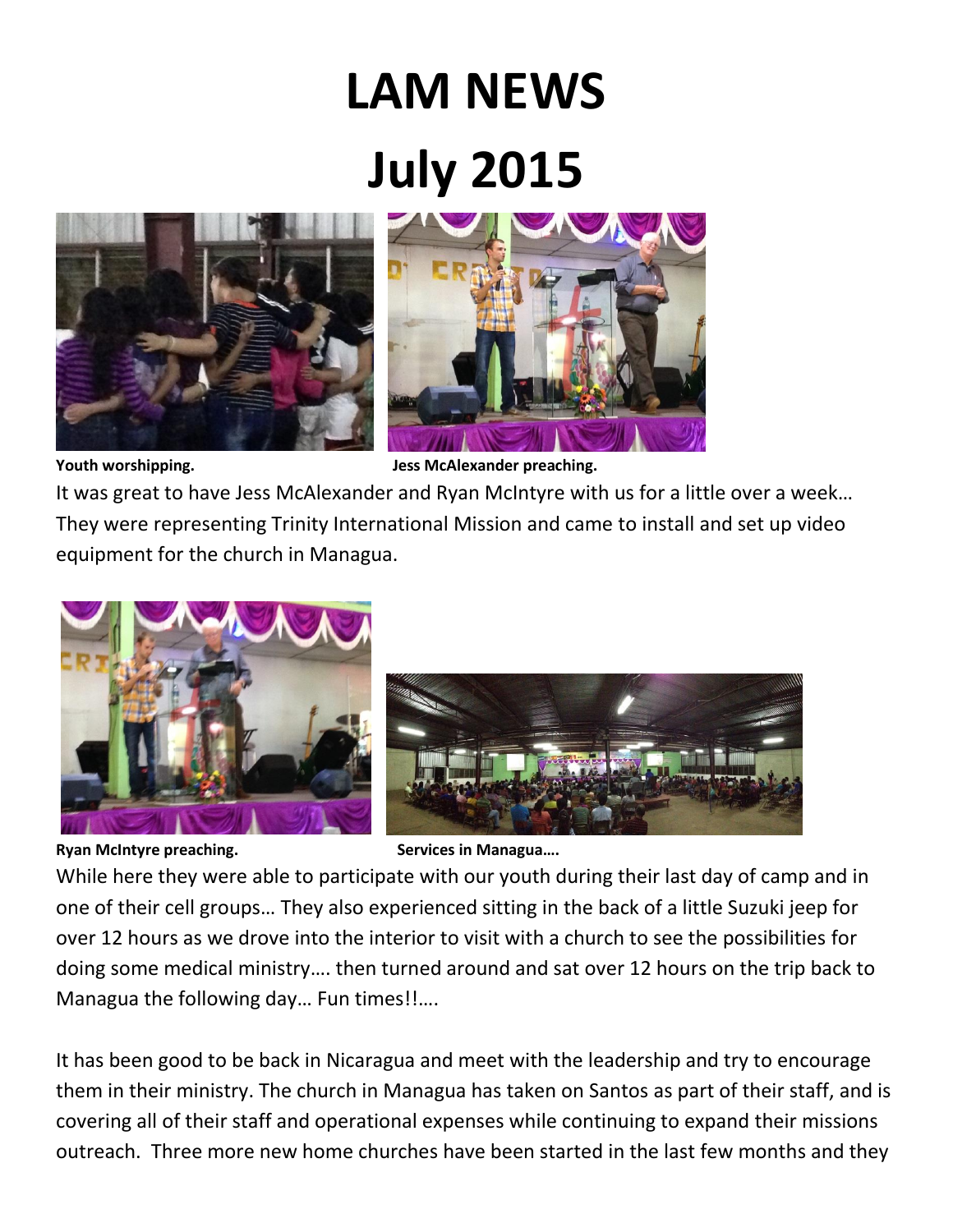# LAM NEWS

# July 2015

**Youth worshipping.** **Jess McAlexander preaching.**

It was great to have Jess McAlexander and Ryan McIntyre with us for a little over a week… They were representing Trinity International Mission and came to install and set up video equipment for the church in Managua.

**Ryan McIntyre preaching.** **Services in Managua….**

While here they were able to participate with our youth during their last day of camp and in one of their cell groups… They also experienced sitting in the back of a little Suzuki jeep for over 12 hours as we drove into the interior to visit with a church to see the possibilities for doing some medical ministry…. then turned around and sat over 12 hours on the trip back to Managua the following day… Fun times!!….

It has been good to be back in Nicaragua and meet with the leadership and try to encourage them in their ministry. The church in Managua has taken on Santos as part of their staff, and is covering all of their staff and operational expenses while continuing to expand their missions outreach. Three more new home churches have been started in the last few months and they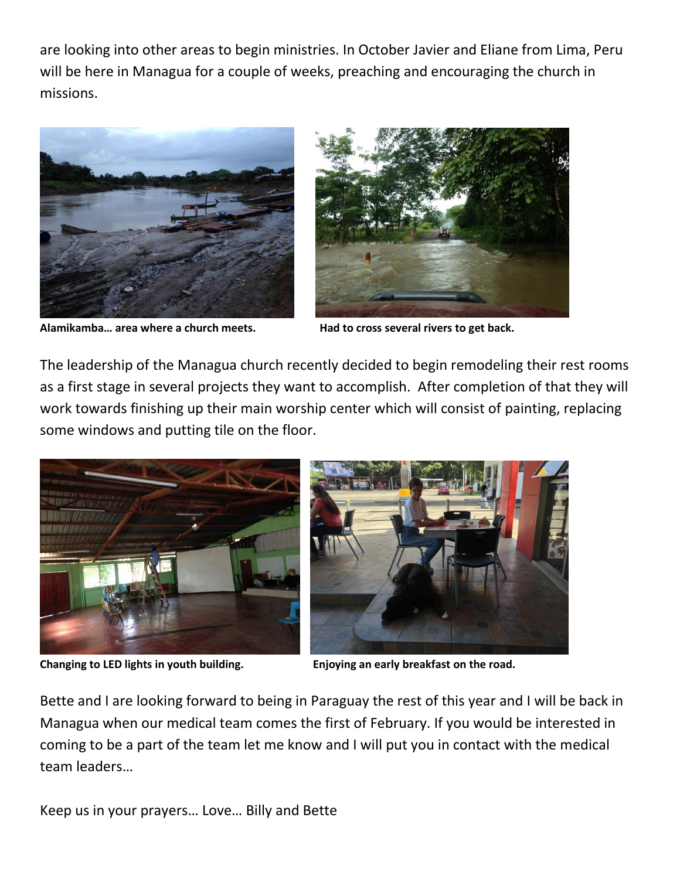are looking into other areas to begin ministries. In October Javier and Eliane from Lima, Peru will be here in Managua for a couple of weeks, preaching and encouraging the church in missions.

**Alamikamba… area where a church meets.**

**Had to cross several rivers to get back.**

The leadership of the Managua church recently decided to begin remodeling their rest rooms as a first stage in several projects they want to accomplish. After completion of that they will work towards finishing up their main worship center which will consist of painting, replacing some windows and putting tile on the floor.

**Changing to LED lights in youth building.**

**Enjoying an early breakfast on the road.**

Bette and I are looking forward to being in Paraguay the rest of this year and I will be back in Managua when our medical team comes the first of February. If you would be interested in coming to be a part of the team let me know and I will put you in contact with the medical team leaders…

Keep us in your prayers… Love… Billy and Bette